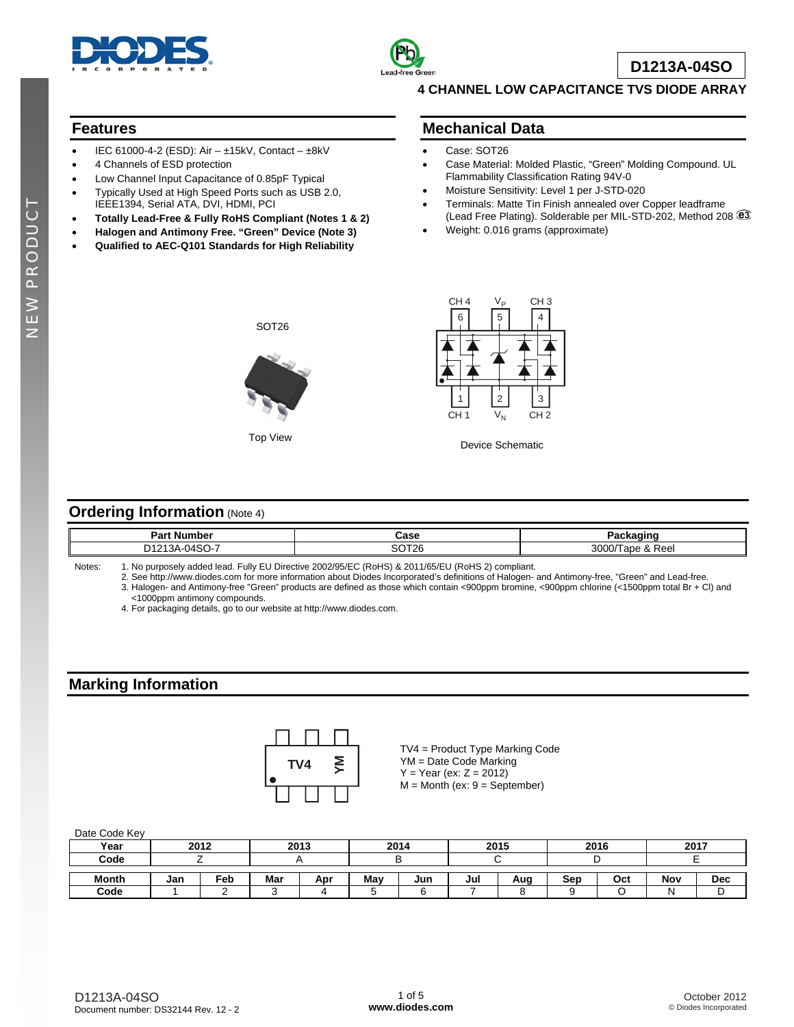# D1213A-04SO

## 4 CHANNEL LOW CAPACITANCE TVS DIODE ARRAY

## Features

- IEC 61000-4-2 (ESD): Air – ±15kV, Contact – ±8kV
- 4 Channels of ESD protection
- Low Channel Input Capacitance of 0.85pF Typical
- Typically Used at High Speed Ports such as USB 2.0, IEEE1394, Serial ATA, DVI, HDMI, PCI
- **Totally Lead-Free & Fully RoHS Compliant (Notes 1 & 2)**
- **Halogen and Antimony Free. "Green" Device (Note 3)**
- **Qualified to AEC-Q101 Standards for High Reliability**

## Mechanical Data

- Case: SOT26
- Case Material: Molded Plastic, "Green" Molding Compound. UL Flammability Classification Rating 94V-0
- Moisture Sensitivity: Level 1 per J-STD-020
- Terminals: Matte Tin Finish annealed over Copper leadframe (Lead Free Plating). Solderable per MIL-STD-202, Method 208 e3
- Weight: 0.016 grams (approximate)

SOT26

Top View

CH 4, $V_P$, CH 3 (pins 6, 5, 4); CH 1, $V_N$, CH 2 (pins 1, 2, 3)

Device Schematic

## Ordering Information (Note 4)

| Part Number | Case | Packaging |
|---|---|---|
| D1213A-04SO-7 | SOT26 | 3000/Tape & Reel |

Notes:
1. No purposely added lead. Fully EU Directive 2002/95/EC (RoHS) & 2011/65/EU (RoHS 2) compliant.
2. See http://www.diodes.com for more information about Diodes Incorporated's definitions of Halogen- and Antimony-free, "Green" and Lead-free.
3. Halogen- and Antimony-free "Green" products are defined as those which contain <900ppm bromine, <900ppm chlorine (<1500ppm total Br + Cl) and <1000ppm antimony compounds.
4. For packaging details, go to our website at http://www.diodes.com.

## Marking Information

TV4 YM

TV4 = Product Type Marking Code
YM = Date Code Marking
Y = Year (ex: Z = 2012)
M = Month (ex: 9 = September)

Date Code Key

| Year | 2012 | 2013 | 2014 | 2015 | 2016 | 2017 |
|---|---|---|---|---|---|---|
| Code | Z | A | B | C | D | E |

| Month | Jan | Feb | Mar | Apr | May | Jun | Jul | Aug | Sep | Oct | Nov | Dec |
|---|---|---|---|---|---|---|---|---|---|---|---|---|
| Code | 1 | 2 | 3 | 4 | 5 | 6 | 7 | 8 | 9 | O | N | D |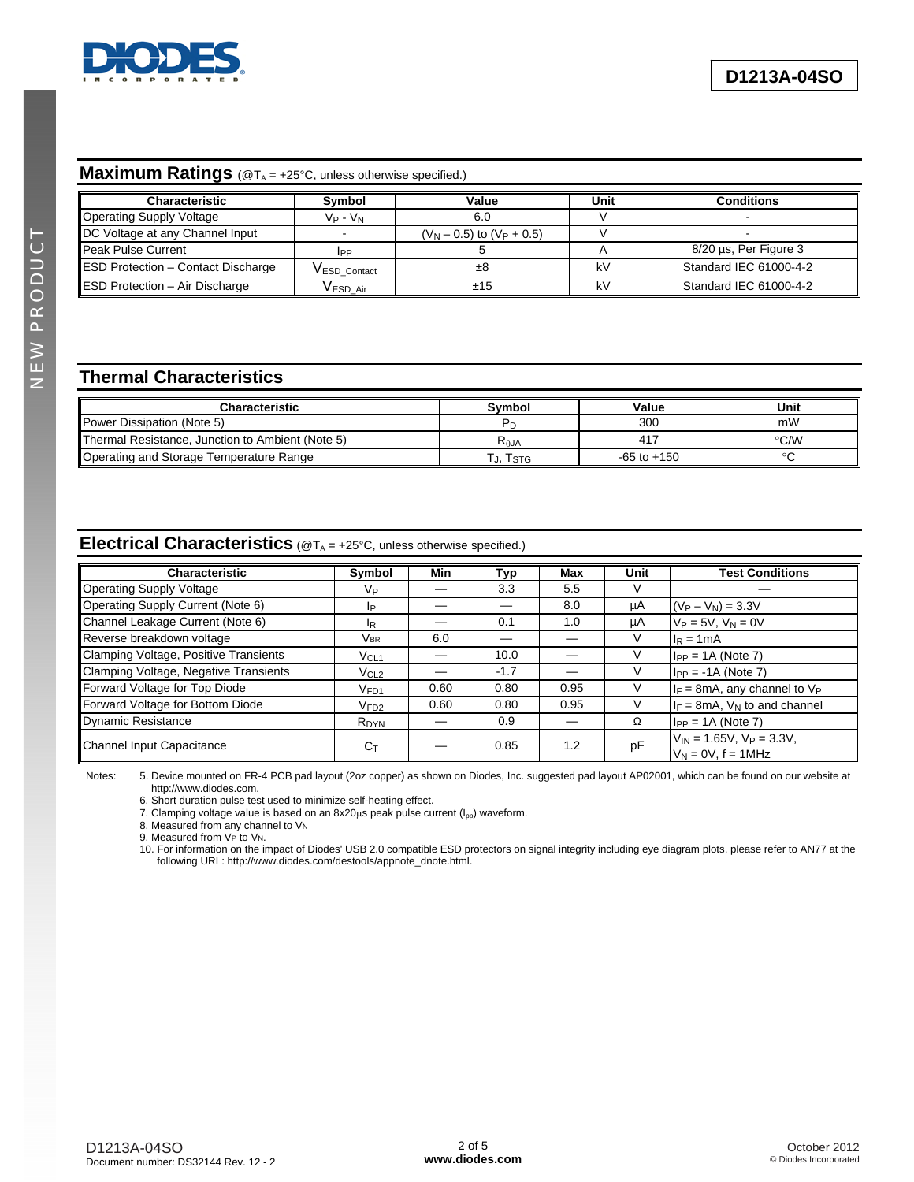## Maximum Ratings (@$T_A$ = +25°C, unless otherwise specified.)

| Characteristic | Symbol | Value | Unit | Conditions |
|---|---|---|---|---|
| Operating Supply Voltage | $V_P$ - $V_N$ | 6.0 | V | - |
| DC Voltage at any Channel Input | - | ($V_N$ – 0.5) to ($V_P$ + 0.5) | V | - |
| Peak Pulse Current | $I_{PP}$ | 5 | A | 8/20 µs, Per Figure 3 |
| ESD Protection – Contact Discharge | $V_{ESD\_Contact}$ | ±8 | kV | Standard IEC 61000-4-2 |
| ESD Protection – Air Discharge | $V_{ESD\_Air}$ | ±15 | kV | Standard IEC 61000-4-2 |

## Thermal Characteristics

| Characteristic | Symbol | Value | Unit |
|---|---|---|---|
| Power Dissipation (Note 5) | $P_D$ | 300 | mW |
| Thermal Resistance, Junction to Ambient (Note 5) | $R_{\theta JA}$ | 417 | °C/W |
| Operating and Storage Temperature Range | $T_J$, $T_{STG}$ | -65 to +150 | °C |

## Electrical Characteristics (@$T_A$ = +25°C, unless otherwise specified.)

| Characteristic | Symbol | Min | Typ | Max | Unit | Test Conditions |
|---|---|---|---|---|---|---|
| Operating Supply Voltage | $V_P$ | — | 3.3 | 5.5 | V | — |
| Operating Supply Current (Note 6) | $I_P$ | — | — | 8.0 | µA | ($V_P$ – $V_N$) = 3.3V |
| Channel Leakage Current (Note 6) | $I_R$ | — | 0.1 | 1.0 | µA | $V_P$ = 5V, $V_N$ = 0V |
| Reverse breakdown voltage | $V_{BR}$ | 6.0 | — | — | V | $I_R$ = 1mA |
| Clamping Voltage, Positive Transients | $V_{CL1}$ | — | 10.0 | — | V | $I_{PP}$ = 1A (Note 7) |
| Clamping Voltage, Negative Transients | $V_{CL2}$ | — | -1.7 | — | V | $I_{PP}$ = -1A (Note 7) |
| Forward Voltage for Top Diode | $V_{FD1}$ | 0.60 | 0.80 | 0.95 | V | $I_F$ = 8mA, any channel to $V_P$ |
| Forward Voltage for Bottom Diode | $V_{FD2}$ | 0.60 | 0.80 | 0.95 | V | $I_F$ = 8mA, $V_N$ to and channel |
| Dynamic Resistance | $R_{DYN}$ | — | 0.9 | — | Ω | $I_{PP}$ = 1A (Note 7) |
| Channel Input Capacitance | $C_T$ | — | 0.85 | 1.2 | pF | $V_{IN}$ = 1.65V, $V_P$ = 3.3V, $V_N$ = 0V, f = 1MHz |

Notes:
5. Device mounted on FR-4 PCB pad layout (2oz copper) as shown on Diodes, Inc. suggested pad layout AP02001, which can be found on our website at http://www.diodes.com.
6. Short duration pulse test used to minimize self-heating effect.
7. Clamping voltage value is based on an 8x20µs peak pulse current ($I_{pp}$) waveform.
8. Measured from any channel to $V_N$.
9. Measured from $V_P$ to $V_N$.
10. For information on the impact of Diodes' USB 2.0 compatible ESD protectors on signal integrity including eye diagram plots, please refer to AN77 at the following URL: http://www.diodes.com/destools/appnote_dnote.html.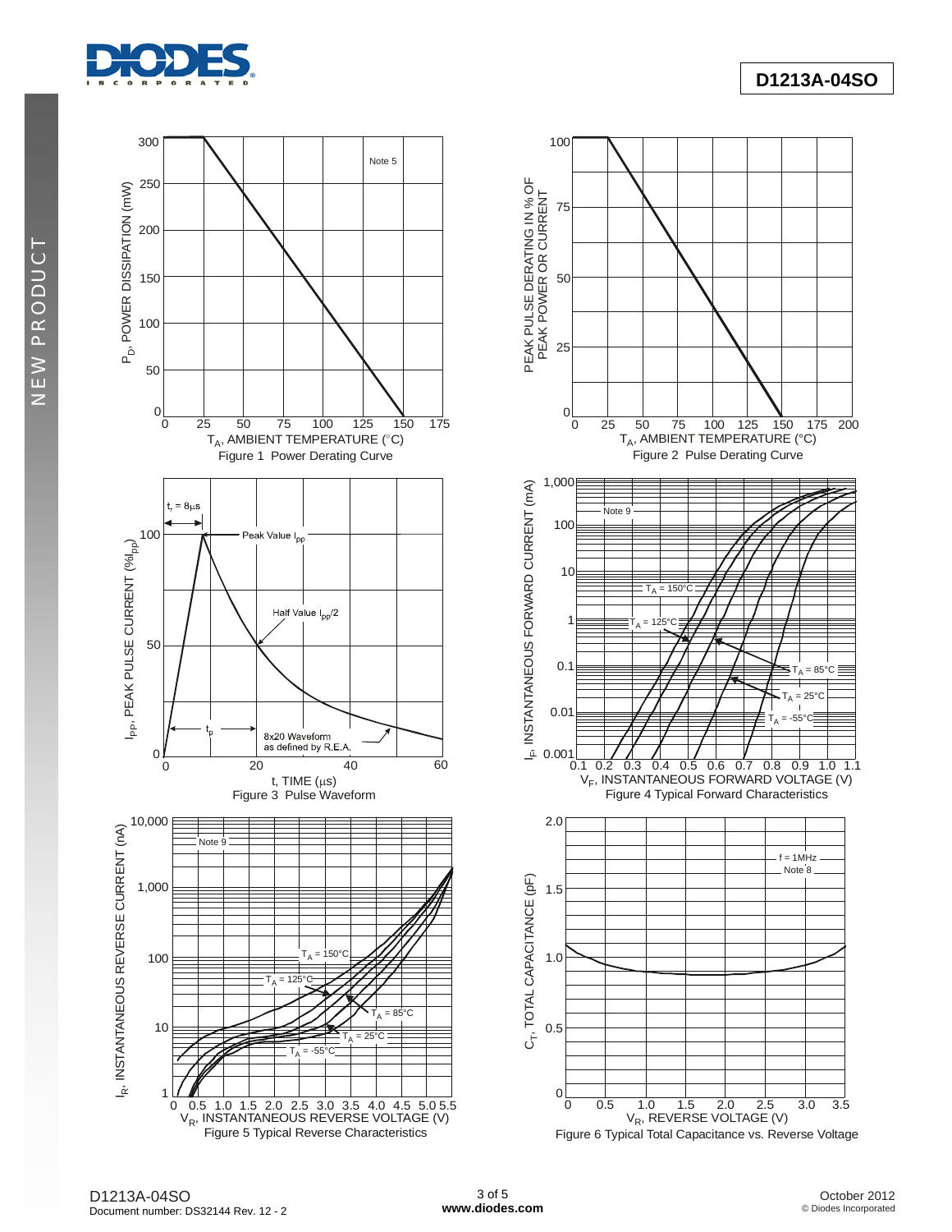Figure 1 Power Derating Curve

Figure 2 Pulse Derating Curve

Figure 3 Pulse Waveform

Figure 4 Typical Forward Characteristics

Figure 5 Typical Reverse Characteristics

Figure 6 Typical Total Capacitance vs. Reverse Voltage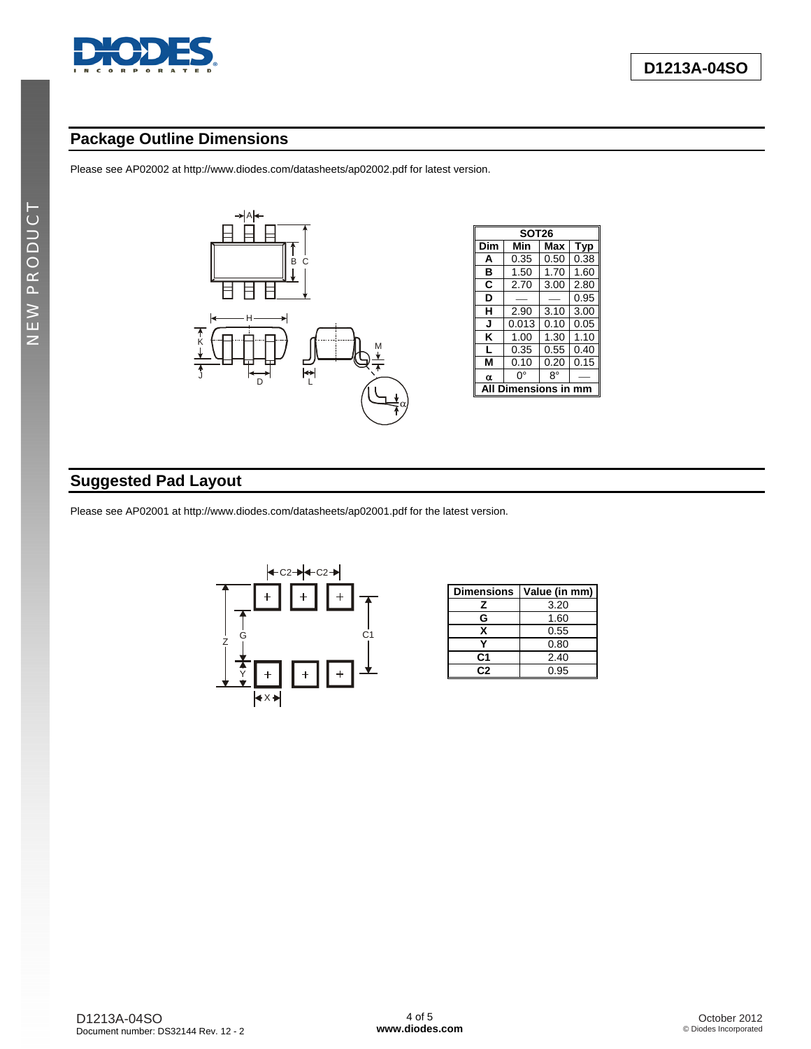## Package Outline Dimensions

Please see AP02002 at http://www.diodes.com/datasheets/ap02002.pdf for latest version.

| SOT26 | | | |
|---|---|---|---|
| Dim | Min | Max | Typ |
| A | 0.35 | 0.50 | 0.38 |
| B | 1.50 | 1.70 | 1.60 |
| C | 2.70 | 3.00 | 2.80 |
| D | — | — | 0.95 |
| H | 2.90 | 3.10 | 3.00 |
| J | 0.013 | 0.10 | 0.05 |
| K | 1.00 | 1.30 | 1.10 |
| L | 0.35 | 0.55 | 0.40 |
| M | 0.10 | 0.20 | 0.15 |
| α | 0° | 8° | — |
| All Dimensions in mm | | | |

## Suggested Pad Layout

Please see AP02001 at http://www.diodes.com/datasheets/ap02001.pdf for the latest version.

| Dimensions | Value (in mm) |
|---|---|
| Z | 3.20 |
| G | 1.60 |
| X | 0.55 |
| Y | 0.80 |
| C1 | 2.40 |
| C2 | 0.95 |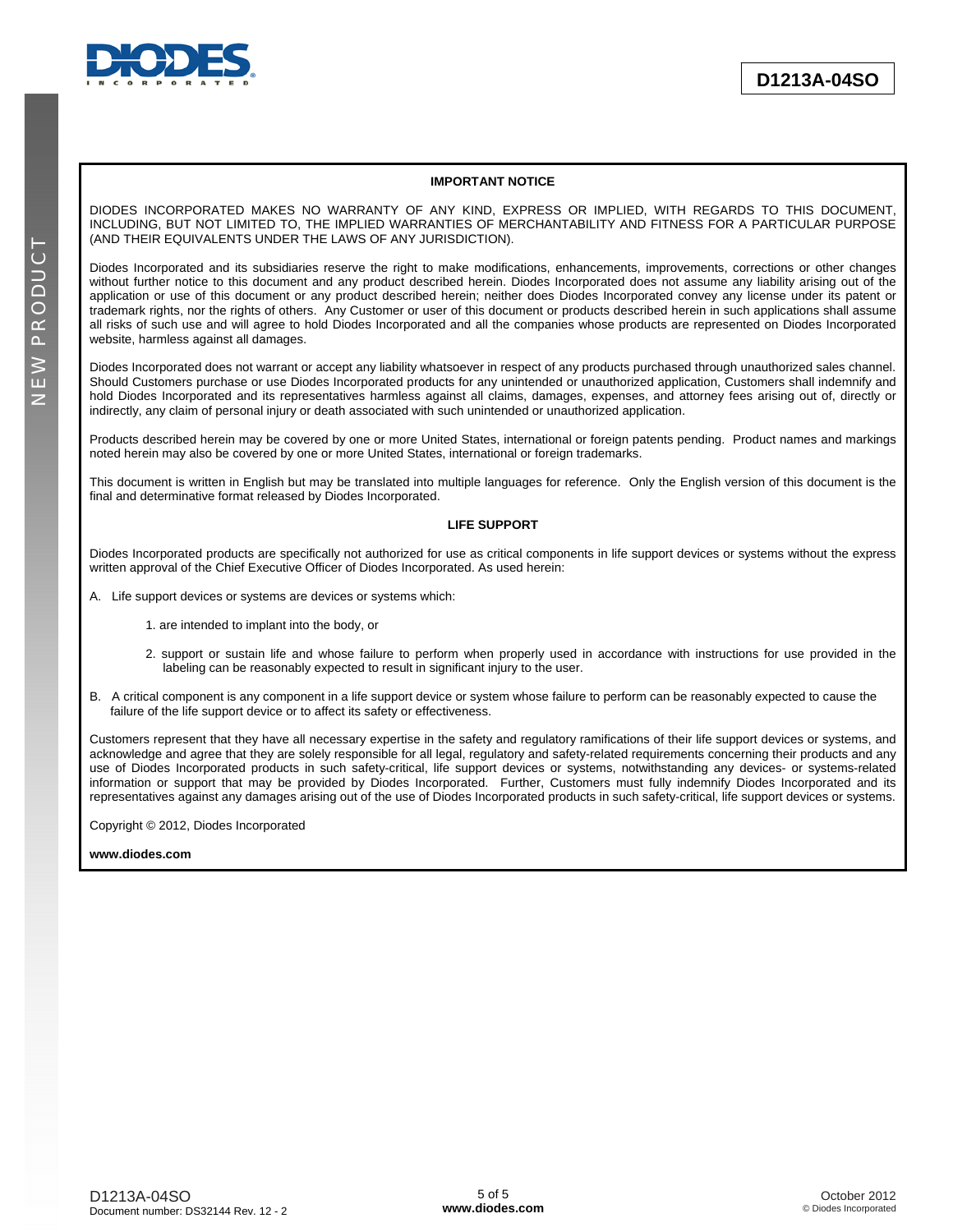## IMPORTANT NOTICE

DIODES INCORPORATED MAKES NO WARRANTY OF ANY KIND, EXPRESS OR IMPLIED, WITH REGARDS TO THIS DOCUMENT, INCLUDING, BUT NOT LIMITED TO, THE IMPLIED WARRANTIES OF MERCHANTABILITY AND FITNESS FOR A PARTICULAR PURPOSE (AND THEIR EQUIVALENTS UNDER THE LAWS OF ANY JURISDICTION).

Diodes Incorporated and its subsidiaries reserve the right to make modifications, enhancements, improvements, corrections or other changes without further notice to this document and any product described herein. Diodes Incorporated does not assume any liability arising out of the application or use of this document or any product described herein; neither does Diodes Incorporated convey any license under its patent or trademark rights, nor the rights of others. Any Customer or user of this document or products described herein in such applications shall assume all risks of such use and will agree to hold Diodes Incorporated and all the companies whose products are represented on Diodes Incorporated website, harmless against all damages.

Diodes Incorporated does not warrant or accept any liability whatsoever in respect of any products purchased through unauthorized sales channel. Should Customers purchase or use Diodes Incorporated products for any unintended or unauthorized application, Customers shall indemnify and hold Diodes Incorporated and its representatives harmless against all claims, damages, expenses, and attorney fees arising out of, directly or indirectly, any claim of personal injury or death associated with such unintended or unauthorized application.

Products described herein may be covered by one or more United States, international or foreign patents pending. Product names and markings noted herein may also be covered by one or more United States, international or foreign trademarks.

This document is written in English but may be translated into multiple languages for reference. Only the English version of this document is the final and determinative format released by Diodes Incorporated.

## LIFE SUPPORT

Diodes Incorporated products are specifically not authorized for use as critical components in life support devices or systems without the express written approval of the Chief Executive Officer of Diodes Incorporated. As used herein:

A. Life support devices or systems are devices or systems which:

   1. are intended to implant into the body, or

   2. support or sustain life and whose failure to perform when properly used in accordance with instructions for use provided in the labeling can be reasonably expected to result in significant injury to the user.

B. A critical component is any component in a life support device or system whose failure to perform can be reasonably expected to cause the failure of the life support device or to affect its safety or effectiveness.

Customers represent that they have all necessary expertise in the safety and regulatory ramifications of their life support devices or systems, and acknowledge and agree that they are solely responsible for all legal, regulatory and safety-related requirements concerning their products and any use of Diodes Incorporated products in such safety-critical, life support devices or systems, notwithstanding any devices- or systems-related information or support that may be provided by Diodes Incorporated. Further, Customers must fully indemnify Diodes Incorporated and its representatives against any damages arising out of the use of Diodes Incorporated products in such safety-critical, life support devices or systems.

Copyright © 2012, Diodes Incorporated

**www.diodes.com**